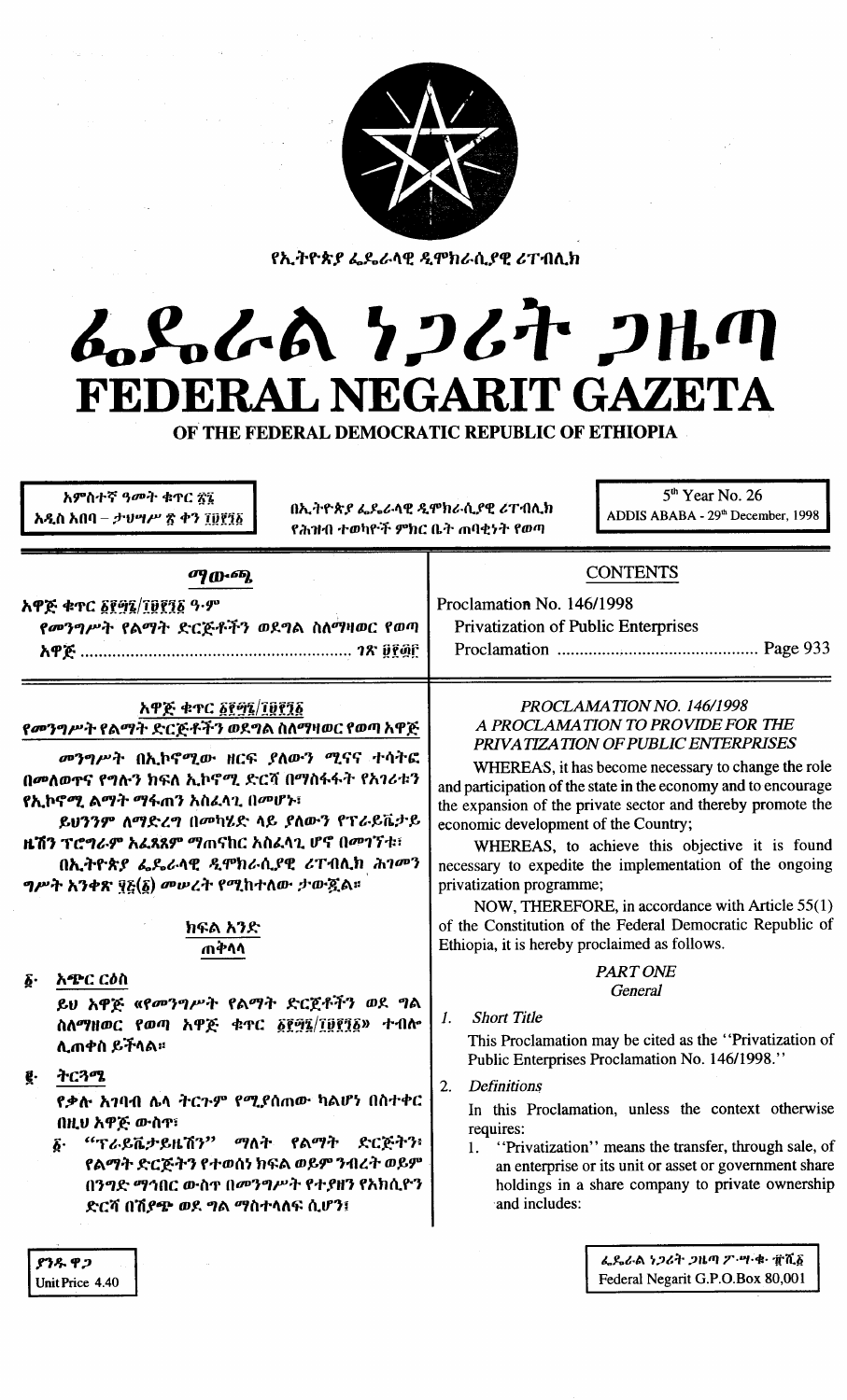የኢትዮጵያ ፌዴራላዊ ዲሞክራሲያዊ ሪፐብሊክ

# ፌዴራል ነጋሪት ጋዜጣ
# FEDERAL NEGARIT GAZETA
## OF THE FEDERAL DEMOCRATIC REPUBLIC OF ETHIOPIA

አምስተኛ ዓመት ቁጥር ፳፮
አዲስ አበባ – ታህሣሥ ፳ ቀን ፲፱፻፺፩

በኢትዮጵያ ፌዴራላዊ ዲሞክራሲያዊ ሪፐብሊክ
የሕዝብ ተወካዮች ምክር ቤት ጠባቂነት የወጣ

5th Year No. 26
ADDIS ABABA - 29th December, 1998

**ማውጫ**

አዋጅ ቁጥር ፩፻፵፮/፲፱፻፺፩ ዓ.ም
የመንግሥት የልማት ድርጅቶችን ወደግል ስለማዛወር የወጣ አዋጅ ........................ ገጽ ፱፻፴፫

**CONTENTS**

Proclamation No. 146/1998
Privatization of Public Enterprises Proclamation ........................ Page 933

**አዋጅ ቁጥር ፩፻፵፮/፲፱፻፺፩**
**የመንግሥት የልማት ድርጅቶችን ወደግል ስለማዛወር የወጣ አዋጅ**

መንግሥት በኢኮኖሚው ዘርፍ ያለውን ሚናና ተሳትፎ በመለወጥና የግሉን ክፍለ ኢኮኖሚ ድርሻ በማስፋፋት የአገሪቱን የኢኮኖሚ ልማት ማፋጠን አስፈላጊ በመሆኑ፣

ይህንንም ለማድረግ በመካሄድ ላይ ያለውን የፕራይቬታይዜሽን ፕሮግራም አፈጻጸም ማጠናከር አስፈላጊ ሆኖ በመገኘቱ፣

በኢትዮጵያ ፌዴራላዊ ዲሞክራሲያዊ ሪፐብሊክ ሕገመንግሥት አንቀጽ ፶፭(፩) መሠረት የሚከተለው ታውጇል።

**ክፍል አንድ**
**ጠቅላላ**

፩· **አጭር ርዕስ**

ይህ አዋጅ «የመንግሥት የልማት ድርጅቶችን ወደ ግል ስለማዛወር የወጣ አዋጅ ቁጥር ፩፻፵፮/፲፱፻፺፩» ተብሎ ሊጠቀስ ይችላል።

፪· **ትርጓሜ**

የቃሉ አገባብ ሌላ ትርጉም የሚያሰጠው ካልሆነ በስተቀር በዚህ አዋጅ ውስጥ፣

፩· "ፕራይቬታይዜሽን" ማለት የልማት ድርጅትን፣ የልማት ድርጅትን የተወሰነ ክፍል ወይም ንብረት ወይም በንግድ ማኅበር ውስጥ በመንግሥት የተያዘን የአክሲዮን ድርሻ በሽያጭ ወደ ግል ማስተላለፍ ሲሆን፣

*PROCLAMATION NO. 146/1998*
*A PROCLAMATION TO PROVIDE FOR THE PRIVATIZATION OF PUBLIC ENTERPRISES*

WHEREAS, it has become necessary to change the role and participation of the state in the economy and to encourage the expansion of the private sector and thereby promote the economic development of the Country;

WHEREAS, to achieve this objective it is found necessary to expedite the implementation of the ongoing privatization programme;

NOW, THEREFORE, in accordance with Article 55(1) of the Constitution of the Federal Democratic Republic of Ethiopia, it is hereby proclaimed as follows.

*PART ONE*
*General*

1. *Short Title*

This Proclamation may be cited as the "Privatization of Public Enterprises Proclamation No. 146/1998."

2. *Definitions*

In this Proclamation, unless the context otherwise requires:

1. "Privatization" means the transfer, through sale, of an enterprise or its unit or asset or government share holdings in a share company to private ownership and includes:

ያንዱ ዋጋ
Unit Price 4.40

ፌዴራል ነጋሪት ጋዜጣ ፖ·ሣ·ቁ· ፹ሺ፩
Federal Negarit G.P.O.Box 80,001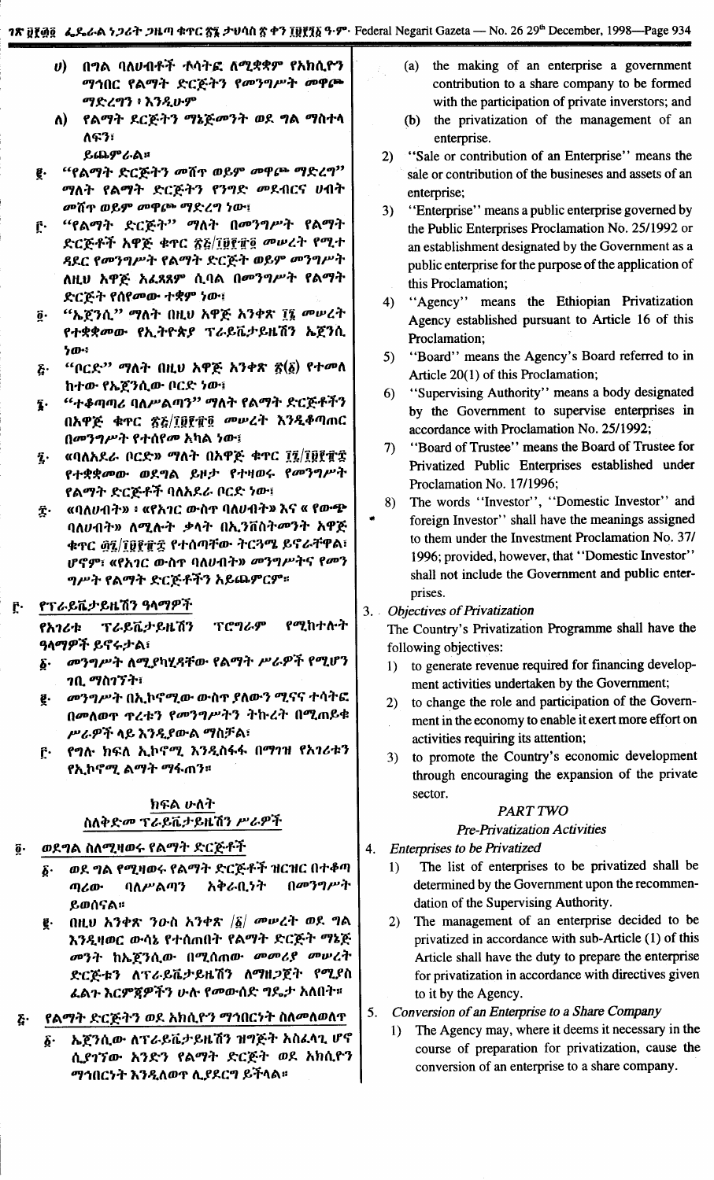ሀ) በግል ባለሀብቶች ተሳትፎ ለሚቋቋም የአክሲዮን ማኀበር የልማት ድርጅትን የመንግሥት መዋጮ ማድረግን ፤ እንዲሁም

ለ) የልማት ድርጅትን ማኔጅመንት ወደ ግል ማስተላለፍን፣

ይጨምራል።

፪· "የልማት ድርጅትን መሸጥ ወይም መዋጮ ማድረግ" ማለት የልማት ድርጅትን የንግድ መደብርና ሀብት መሸጥ ወይም መዋጮ ማድረግ ነው፣

፫· "የልማት ድርጅት" ማለት በመንግሥት የልማት ድርጅቶች አዋጅ ቁጥር ፳፭/፲፱፻፹፬ መሠረት የሚተዳደር የመንግሥት የልማት ድርጅት ወይም መንግሥት ለዚህ አዋጅ አፈጻጸም ሲባል በመንግሥት የልማት ድርጅት የሰየመው ተቋም ነው፣

፬· "ኤጀንሲ" ማለት በዚህ አዋጅ አንቀጽ ፲፮ መሠረት የተቋቋመው የኢትዮጵያ ፕራይቬታይዜሽን ኤጀንሲ ነው፣

፭· "ቦርድ" ማለት በዚህ አዋጅ አንቀጽ ፳(፩) የተመለከተው የኤጀንሲው ቦርድ ነው፣

፮· "ተቆጣጣሪ ባለሥልጣን" ማለት የልማት ድርጅቶችን በአዋጅ ቁጥር ፳፭/፲፱፻፹፬ መሠረት እንዲቆጣጠር በመንግሥት የተሰየመ አካል ነው፣

፯· «ባለአደራ ቦርድ» ማለት በአዋጅ ቁጥር ፲፯/፲፱፻፹፰ የተቋቋመው ወደግል ይዞታ የተዛወሩ የመንግሥት የልማት ድርጅቶች ባለአደራ ቦርድ ነው፣

፰· «ባለሀብት» ፣ «የአገር ውስጥ ባለሀብት» እና « የውጭ ባለሀብት» ለሚሉት ቃላት በኢንቨስትመንት አዋጅ ቁጥር ፴፯/፲፱፻፹፰ የተሰጣቸው ትርጓሜ ይኖራቸዋል፣ ሆኖም፣ «የአገር ውስጥ ባለሀብት» መንግሥትንና የመንግሥት የልማት ድርጅቶችን አይጨምርም።

፫· የፕራይቬታይዜሽን ዓላማዎች

የአገሪቱ ፕራይቬታይዜሽን ፕሮግራም የሚከተሉት ዓላማዎች ይኖሩታል፣

፩· መንግሥት ለሚያካሂዳቸው የልማት ሥራዎች የሚሆን ገቢ ማስገኘት፣

፪· መንግሥት በኢኮኖሚው ውስጥ ያለውን ሚናና ተሳትፎ በመለወጥ ጥረቱን የመንግሥትን ትኩረት በሚጠይቁ ሥራዎች ላይ እንዲያውል ማስቻል፣

፫· የግሉ ክፍለ ኢኮኖሚ እንዲስፋፋ በማገዝ የአገሪቱን የኢኮኖሚ ልማት ማፋጠን።

## ክፍል ሁለት
## ስለቅድመ ፕራይቬታይዜሽን ሥራዎች

፬· ወደግል ስለሚዛወሩ የልማት ድርጅቶች

፩· ወደ ግል የሚዛወሩ የልማት ድርጅቶች ዝርዝር በተቆጣጣሪው ባለሥልጣን አቅራቢነት በመንግሥት ይወሰናል።

፪· በዚህ አንቀጽ ንዑስ አንቀጽ /፩/ መሠረት ወደ ግል እንዲዛወር ውሳኔ የተሰጠበት የልማት ድርጅት ማኔጅመንት ከኤጀንሲው በሚሰጠው መመሪያ መሠረት ድርጅቱን ለፕራይቬታይዜሽን ለማዘጋጀት የሚያስፈልጉ እርምጃዎችን ሁሉ የመውሰድ ግዴታ አለበት።

፭· የልማት ድርጅትን ወደ አክሲዮን ማኀበርነት ስለመለወጥ

፩· ኤጀንሲው ለፕራይቬታይዜሽን ዝግጅት አስፈላጊ ሆኖ ሲያገኘው አንድን የልማት ድርጅት ወደ አክሲዮን ማኀበርነት እንዲለወጥ ሊያደርግ ይችላል።

(a) the making of an enterprise a government contribution to a share company to be formed with the participation of private inverstors; and

(b) the privatization of the management of an enterprise.

2) "Sale or contribution of an Enterprise" means the sale or contribution of the busineses and assets of an enterprise;

3) "Enterprise" means a public enterprise governed by the Public Enterprises Proclamation No. 25/1992 or an establishment designated by the Government as a public enterprise for the purpose of the application of this Proclamation;

4) "Agency" means the Ethiopian Privatization Agency established pursuant to Article 16 of this Proclamation;

5) "Board" means the Agency's Board referred to in Article 20(1) of this Proclamation;

6) "Supervising Authority" means a body designated by the Government to supervise enterprises in accordance with Proclamation No. 25/1992;

7) "Board of Trustee" means the Board of Trustee for Privatized Public Enterprises established under Proclamation No. 17/1996;

8) The words "Investor", "Domestic Investor" and foreign Investor" shall have the meanings assigned to them under the Investment Proclamation No. 37/1996; provided, however, that "Domestic Investor" shall not include the Government and public enterprises.

3. *Objectives of Privatization*

The Country's Privatization Programme shall have the following objectives:

1) to generate revenue required for financing development activities undertaken by the Government;

2) to change the role and participation of the Government in the economy to enable it exert more effort on activities requiring its attention;

3) to promote the Country's economic development through encouraging the expansion of the private sector.

## *PART TWO*
## *Pre-Privatization Activities*

4. *Enterprises to be Privatized*

1) The list of enterprises to be privatized shall be determined by the Government upon the recommendation of the Supervising Authority.

2) The management of an enterprise decided to be privatized in accordance with sub-Article (1) of this Article shall have the duty to prepare the enterprise for privatization in accordance with directives given to it by the Agency.

5. *Conversion of an Enterprise to a Share Company*

1) The Agency may, where it deems it necessary in the course of preparation for privatization, cause the conversion of an enterprise to a share company.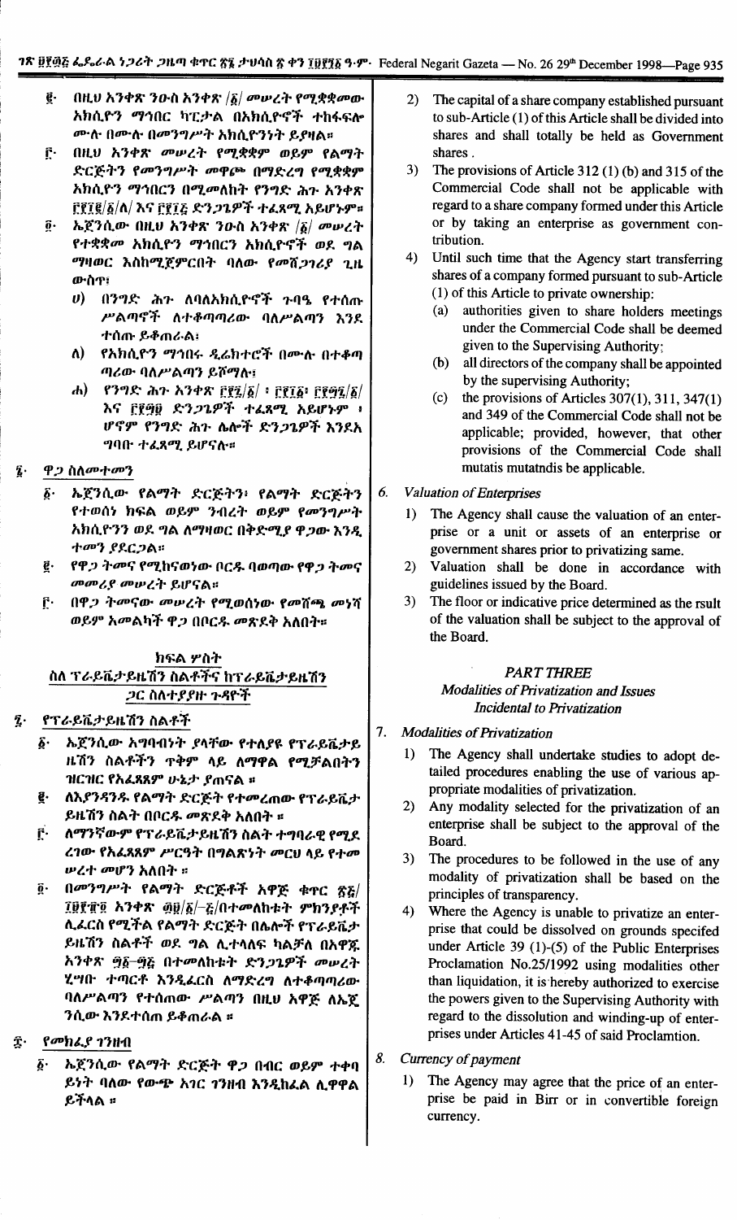፪· በዚህ አንቀጽ ንዑስ አንቀጽ /፩/ መሠረት የሚቋቋመው አክሲዮን ማኅበር ካፒታል በአክሲዮኖች ተከፋፍሎ ሙሉ በሙሉ በመንግሥት አክሲዮንነት ይያዛል።

፫· በዚህ አንቀጽ መሠረት የሚቋቋም ወይም የልማት ድርጅትን የመንግሥት መዋጮ በማድረግ የሚቋቋም አክሲዮን ማኅበርን በሚመለከት የንግድ ሕግ አንቀጽ ፫፻፲፪/፩/ለ/ እና ፫፻፲፭ ድንጋጌዎች ተፈጻሚ አይሆኑም።

፬· ኤጀንሲው በዚህ አንቀጽ ንዑስ አንቀጽ /፩/ መሠረት የተቋቋመ አክሲዮን ማኅበርን አክሲዮኖች ወደ ግል ማዛወር እስከሚጀምርበት ባለው የመሸጋገሪያ ጊዜ ውስጥ፤

ሀ) በንግድ ሕጉ ለባለአክሲዮኖች ጉባዔ የተሰጡ ሥልጣኖች ለተቆጣጣሪው ባለሥልጣን እንደ ተሰጡ ይቆጠራል፤

ለ) የአክሲዮን ማኅበሩ ዲሬክተሮች በሙሉ በተቆጣጣሪው ባለሥልጣን ይሾማሉ፤

ሐ) የንግድ ሕጉ አንቀጽ ፫፻፯/፩/ ፣ ፫፻፲፩፣ ፫፻፵፯/፩/ እና ፫፻፵፱ ድንጋጌዎች ተፈጻሚ አይሆኑም ፤ ሆኖም የንግድ ሕጉ ሌሎች ድንጋጌዎች እንደአግባቡ ተፈጻሚ ይሆናሉ።

፮· ዋጋ ስለመተመን

፩· ኤጀንሲው የልማት ድርጅትን፣ የልማት ድርጅትን የተወሰነ ክፍል ወይም ንብረት ወይም የመንግሥት አክሲዮንን ወደ ግል ለማዛወር በቅድሚያ ዋጋው እንዲተመን ያደርጋል።

፪· የዋጋ ትመና የሚከናወነው ቦርዱ ባወጣው የዋጋ ትመና መመሪያ መሠረት ይሆናል።

፫· በዋጋ ትመናው መሠረት የሚወሰነው የመሸጫ መነሻ ወይም አመልካች ዋጋ በቦርዱ መጽደቅ አለበት።

## ክፍል ሦስት
### ስለ ፕራይቬታይዜሽን ስልቶችና ከፕራይቬታይዜሽን ጋር ስለተያያዙ ጉዳዮች

፯· የፕራይቬታይዜሽን ስልቶች

፩· ኤጀንሲው አግባብነት ያላቸው የተለያዩ የፕራይቬታይዜሽን ስልቶችን ጥቅም ላይ ለማዋል የሚቻልበትን ዝርዝር የአፈጻጸም ሁኔታ ያጠናል ።

፪· ለእያንዳንዱ የልማት ድርጅት የተመረጠው የፕራይቬታይዜሽን ስልት በቦርዱ መጽደቅ አለበት ።

፫· ለማንኛውም የፕራይቬታይዜሽን ስልት ተግባራዊ የሚደረገው የአፈጻጸም ሥርዓት በግልጽነት መርህ ላይ የተመሠረተ መሆን አለበት ።

፬· በመንግሥት የልማት ድርጅቶች አዋጅ ቁጥር ፳፭/፲፱፻፹፬ አንቀጽ ፴፱/፩/–፭/በተመለከቱት ምክንያቶች ሊፈርስ የሚችል የልማት ድርጅት በሌሎች የፕራይቬታይዜሽን ስልቶች ወደ ግል ሊተላለፍ ካልቻለ በአዋጁ አንቀጽ ፵፩–፵፭ በተመለከቱት ድንጋጌዎች መሠረት ሂሣቡ ተጣርቶ እንዲፈርስ ለማድረግ ለተቆጣጣሪው ባለሥልጣን የተሰጠው ሥልጣን በዚህ አዋጅ ለኤጀንሲው እንደተሰጠ ይቆጠራል ።

፰· የመክፈያ ገንዘብ

፩· ኤጀንሲው የልማት ድርጅት ዋጋ በብር ወይም ተቀባይነት ባለው የውጭ አገር ገንዘብ እንዲከፈል ሊዋዋል ይችላል ።

2) The capital of a share company established pursuant to sub-Article (1) of this Article shall be divided into shares and shall totally be held as Government shares.

3) The provisions of Article 312 (1) (b) and 315 of the Commercial Code shall not be applicable with regard to a share company formed under this Article or by taking an enterprise as government contribution.

4) Until such time that the Agency start transferring shares of a company formed pursuant to sub-Article (1) of this Article to private ownership:
   (a) authorities given to share holders meetings under the Commercial Code shall be deemed given to the Supervising Authority;
   (b) all directors of the company shall be appointed by the supervising Authority;
   (c) the provisions of Articles 307(1), 311, 347(1) and 349 of the Commercial Code shall not be applicable; provided, however, that other provisions of the Commercial Code shall mutatis mutatndis be applicable.

6. *Valuation of Enterprises*

1) The Agency shall cause the valuation of an enterprise or a unit or assets of an enterprise or government shares prior to privatizing same.

2) Valuation shall be done in accordance with guidelines issued by the Board.

3) The floor or indicative price determined as the rsult of the valuation shall be subject to the approval of the Board.

## *PART THREE*
### *Modalities of Privatization and Issues Incidental to Privatization*

7. *Modalities of Privatization*

1) The Agency shall undertake studies to adopt detailed procedures enabling the use of various appropriate modalities of privatization.

2) Any modality selected for the privatization of an enterprise shall be subject to the approval of the Board.

3) The procedures to be followed in the use of any modality of privatization shall be based on the principles of transparency.

4) Where the Agency is unable to privatize an enterprise that could be dissolved on grounds specifed under Article 39 (1)-(5) of the Public Enterprises Proclamation No.25/1992 using modalities other than liquidation, it is hereby authorized to exercise the powers given to the Supervising Authority with regard to the dissolution and winding-up of enterprises under Articles 41-45 of said Proclamtion.

8. *Currency of payment*

1) The Agency may agree that the price of an enterprise be paid in Birr or in convertible foreign currency.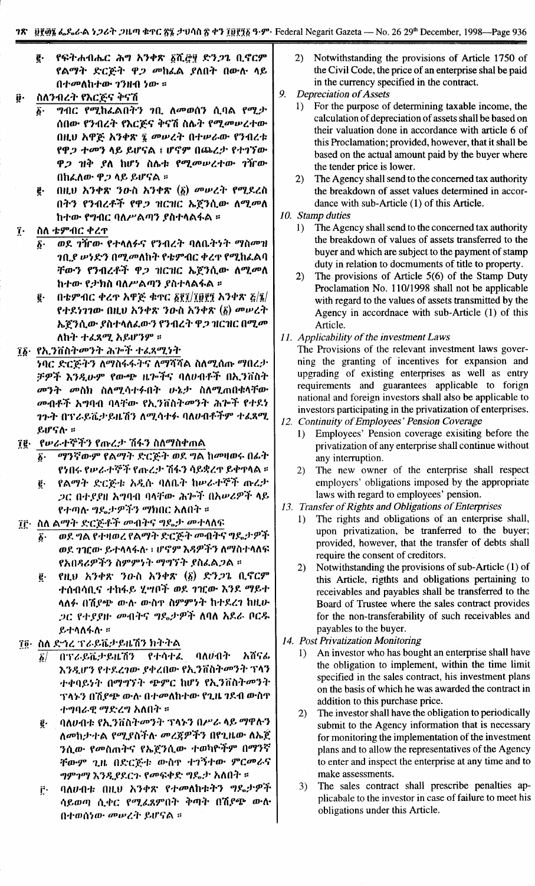፪· የፍትሐብሔር ሕግ አንቀጽ ፩ሺ፯፻፶ ድንጋጌ ቢኖርም የልማት ድርጅት ዋጋ መከፈል ያለበት በውሉ ላይ በተመለከተው ገንዘብ ነው ።

፱· ስለንብረት የእርጅና ቅናሽ

፩· ግብር የሚከፈልበትን ገቢ ለመወሰን ሲባል የሚታሰበው የንብረት የእርጅና ቅናሽ ስሌት የሚመሠረተው በዚህ አዋጅ አንቀጽ ፮ መሠረት በተሠራው የንብረቱ የዋጋ ተመን ላይ ይሆናል ፤ ሆኖም በጨረታ የተገኘው ዋጋ ዝቅ ያለ ከሆነ ስሌቱ የሚመሠረተው ገዥው በከፈለው ዋጋ ላይ ይሆናል ።

፪· በዚህ አንቀጽ ንዑስ አንቀጽ (፩) መሠረት የሚደረስበትን የንብረቶች የዋጋ ዝርዝር ኤጀንሲው ለሚመለከተው የግብር ባለሥልጣን ያስተላልፋል ።

፲· ስለ ቴምብር ቀረጥ

፩· ወደ ገዥው የተላለፉና የንብረት ባለቤትነት ማስመዝገቢያ ሠነድን በሚመለከት የቴምብር ቀረጥ የሚከፈልባቸውን የንብረቶች ዋጋ ዝርዝር ኤጀንሲው ለሚመለከተው የታክስ ባለሥልጣን ያስተላልፋል ።

፪· በቴምብር ቀረጥ አዋጅ ቁጥር ፩፻፲/፲፱፻፺ አንቀጽ ፭/፮/ የተደነገገው በዚህ አንቀጽ ንዑስ አንቀጽ (፩) መሠረት ኤጀንሲው ያስተላለፈውን የንብረት ዋጋ ዝርዝር በሚመለከት ተፈጻሚ አይሆንም ።

፲፩· የኢንቨስትመንት ሕጎች ተፈጻሚነት

ነባር ድርጅትን ለማስፋፋትና ለማሻሻል ስለሚሰጡ ማበረታቻዎች እንዲሁም የውጭ ዜጎችና ባለሀብቶች በኢንቨስትመንት መስክ ስለሚሳተፉበት ሁኔታ ስለሚጠበቁላቸው መብቶች አግባብ ባላቸው የኢንቨስትመንት ሕጎች የተደነገጉት በፕራይቬታይዜሽን ለሚሳተፉ ባለሀብቶችም ተፈጻሚ ይሆናሉ ።

፲፪· የሠራተኞችን የጡረታ ሽፋን ስለማስቀጠል

፩· ማንኛውም የልማት ድርጅት ወደ ግል ከመዛወሩ በፊት የነበሩ የሠራተኞች የጡረታ ሽፋን ሳይቋረጥ ይቀጥላል ።

፪· የልማት ድርጅቱ አዲሱ ባለቤት ከሠራተኞች ጡረታ ጋር በተያያዘ አግባብ ባላቸው ሕጎች በአሠሪዎች ላይ የተጣሉ ግዴታዎችን ማክበር አለበት ።

፲፫· ስለ ልማት ድርጅቶች መብትና ግዴታ መተላለፍ

፩· ወደ ግል የተዛወረ የልማት ድርጅት መብትና ግዴታዎች ወደ ገዥው ይተላለፋሉ ፤ ሆኖም እዳዎችን ለማስተላለፍ የአበዳሪዎችን ስምምነት ማግኘት ያስፈልጋል ።

፪· የዚህ አንቀጽ ንዑስ አንቀጽ (፩) ድንጋጌ ቢኖርም ተሰብሳቢና ተከፋይ ሂሣቦች ወደ ገዥው እንደ ማይተላለፉ በሽያጭ ውሉ ውስጥ ስምምነት ከተደረገ ከዚሁ ጋር የተያያዙ መብትና ግዴታዎች ለባለ አደራ ቦርዱ ይተላለፋሉ ።

፲፬· ስለ ድኅረ ፕራይቬታይዜሽን ክትትል

፩/ በፕራይቬታይዜሽን የተሳተፈ ባለሀብት አሸናፊ እንዲሆን የተደረገው የቀረበው የኢንቨስትመንት ፕላን ተቀባይነት በማግኘት ጭምር ከሆነ የኢንቨስትመንት ፕላኑን በሽያጭ ውሉ በተመለከተው የጊዜ ገደብ ውስጥ ተግባራዊ ማድረግ አለበት ።

፪· ባለሀብቱ የኢንቨስትመንት ፕላኑን በሥራ ላይ ማዋሉን ለመከታተል የሚያስችሉ መረጃዎችን በየጊዜው ለኤጀንሲው የመስጠትና የኤጀንሲው ተወካዮችም በማንኛቸውም ጊዜ በድርጅቱ ውስጥ ተገኝተው ምርመራና ግምገማ እንዲያደርጉ የመፍቀድ ግዴታ አለበት ።

፫· ባለሀብቱ በዚህ አንቀጽ የተመለከቱትን ግዴታዎች ሳይወጣ ሲቀር የሚፈጸምበት ቅጣት በሽያጭ ውሉ በተወሰነው መሠረት ይሆናል ።

2) Notwithstanding the provisions of Article 1750 of the Civil Code, the price of an enterprise shal be paid in the currency specified in the contract.

*9. Depreciation of Assets*

1) For the purpose of determining taxable income, the calculation of depreciation of assets shall be based on their valuation done in accordance with article 6 of this Proclamation; provided, however, that it shall be based on the actual amount paid by the buyer where the tender price is lower.

2) The Agency shall send to the concerned tax authority the breakdown of asset values determined in accordance with sub-Article (1) of this Article.

*10. Stamp duties*

1) The Agency shall send to the concerned tax authority the breakdown of values of assets transferred to the buyer and which are subject to the payment of stamp duty in relation to docmuments of title to property.

2) The provisions of Article 5(6) of the Stamp Duty Proclamation No. 110/1998 shall not be applicable with regard to the values of assets transmitted by the Agency in accordnace with sub-Article (1) of this Article.

*11. Applicability of the investment Laws*

The Provisions of the relevant investment laws governing the granting of incentives for expansion and upgrading of existing enterprises as well as entry requirements and guarantees applicable to foreign national and foreign investors shall also be applicable to investors participating in the privatization of enterprises.

*12. Continuity of Employees' Pension Coverage*

1) Employees' Pension coverage existing before the privatization of any enterprise shall continue without any interruption.

2) The new owner of the enterprise shall respect employers' obligations imposed by the appropriate laws with regard to employees' pension.

*13. Transfer of Rights and Obligations of Enterprises*

1) The rights and obligations of an enterprise shall, upon privatization, be tranferred to the buyer; provided, however, that the transfer of debts shall require the consent of creditors.

2) Notwithstanding the provisions of sub-Article (1) of this Article, rigths and obligations pertaining to receivables and payables shall be transferred to the Board of Trustee where the sales contract provides for the non-transferability of such receivables and payables to the buyer.

*14. Post Privatization Monitoring*

1) An investor who has bought an enterprise shall have the obligation to implement, within the time limit specified in the sales contract, his investment plans on the basis of which he was awarded the contract in addition to this purchase price.

2) The investor shall have the obligation to periodically submit to the Agency information that is necessary for monitoring the implementation of the investment plans and to allow the representatives of the Agency to enter and inspect the enterprise at any time and to make assessments.

3) The sales contract shall prescribe penalties applicabale to the investor in case of failure to meet his obligations under this Article.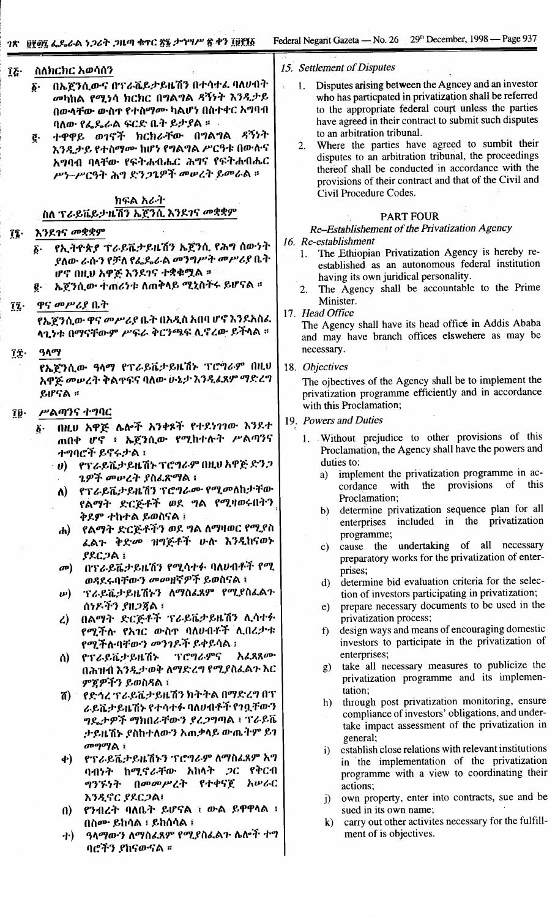## ፲፭· ስለክርክር አወሳሰን

፩· በኤጀንሲውና በፕራይቬታይዜሽን በተሳተፈ ባለሀብት መካከል የሚነሳ ክርክር በግልግል ዳኝነት እንዲታይ በውላቸው ውስጥ የተስማሙ ካልሆነ በስተቀር አግባብ ባለው የፌዴራል ፍርድ ቤት ይታያል ።

፪· ተዋዋይ ወገኖች ክርክራቸው በግልግል ዳኝነት እንዲታይ የተስማሙ ከሆነ የግልግል ሥርዓቱ በውሉና አግባብ ባላቸው የፍትሐብሔር ሕግና የፍትሐብሔር ሥነ-ሥርዓት ሕግ ድንጋጌዎች መሠረት ይመራል ።

## ክፍል አራት
## ስለ ፕራይቬይታዜሽን ኤጀንሲ እንደገና መቋቋም

## ፲፮· እንደገና መቋቋም

፩· የኢትዮጵያ ፕራይቬታይዜሽን ኤጀንሲ የሕግ ሰውነት ያለው ራሱን የቻለ የፌዴራል መንግሥት መሥሪያ ቤት ሆኖ በዚህ አዋጅ እንደገና ተቋቁሟል ።

፪· ኤጀንሲው ተጠሪነቱ ለጠቅላይ ሚኒስትሩ ይሆናል ።

## ፲፯· ዋና መሥሪያ ቤት

የኤጀንሲው ዋና መሥሪያ ቤት በአዲስ አበባ ሆኖ እንደአስፈላጊነቱ በማናቸውም ሥፍራ ቅርንጫፍ ሊኖረው ይችላል ።

## ፲፰· ዓላማ

የኤጀንሲው ዓላማ የፕራይቬታይዜሽኑ ፕሮግራም በዚህ አዋጅ መሠረት ቀልጣፋና ባለው ሁኔታ እንዲፈጸም ማድረግ ይሆናል ።

## ፲፱· ሥልጣንና ተግባር

፩· በዚህ አዋጅ ሌሎች አንቀጾች የተደነገገው እንደተጠበቀ ሆኖ ፣ ኤጀንሲው የሚከተሉት ሥልጣንና ተግባሮች ይኖሩታል ፤

ሀ) የፕራይቬታይዜሽኑ ፕሮግራም በዚህ አዋጅ ድንጋጌዎች መሠረት ያስፈጽማል ፤

ለ) የፕራይቬታይዜሽን ፕሮግራሙ የሚመለከታቸው የልማት ድርጅቶች ወደ ግል የሚዛወሩበትን ቅደም ተከተል ይወስናል ፤

ሐ) የልማት ድርጅቶችን ወደ ግል ለማዛወር የሚያስፈልጉ ቅድመ ዝግጅቶች ሁሉ እንዲከናወኑ ያደርጋል ፤

መ) በፕራይቬታይዜሽን የሚሳተፉ ባለሀብቶች የሚወዳደሩባቸውን መመዘኛዎች ይወስናል ፤

ሠ) ፕራይቬታይዜሽኑን ለማስፈጸም የሚያስፈልጉ ሰነዶችን ያዘጋጃል ፤

ረ) በልማት ድርጅቶች ፕራይቬታይዜሽን ሊሳተፉ የሚችሉ የአገር ውስጥ ባለሀብቶች ሊበረታቱ የሚችሉባቸውን መንገዶች ይቀይሳል ፤

ሰ) የፕራይቬታይዜሽኑ ፕሮግራምና አፈጻጸሙ በሕዝብ እንዲታወቅ ለማድረግ የሚያስፈልጉ እርምጃዎችን ይወስዳል ፤

ሸ) የድኅረ ፕራይቬታይዜሽን ክትትል በማድረግ በፕራይቬታይዜሽኑ የተሳተፉ ባለሀብቶች የገቧቸውን ግዴታዎች ማክበራቸውን ያረጋግጣል ፤ ፕራይቬታይዜሽኑ ያስከተለውን አጠቃላይ ውጤትም ይገመግማል ፤

ቀ) የፕራይቬታይዜሽኑን ፕሮግራም ለማስፈጸም አግባብነት ከሚኖራቸው አካላት ጋር የቅርብ ግንኙነት በመመሥረት የተቀናጀ አሠራር እንዲኖር ያደርጋል፤

በ) የንብረት ባለቤት ይሆናል ፣ ውል ይዋዋላል ፣ በስሙ ይከሳል ፣ ይከሰሳል ፤

ተ) ዓላማውን ለማስፈጸም የሚያስፈልጉ ሌሎች ተግባሮችን ያከናውናል ።

### 15. Settlement of Disputes

1. Disputes arising between the Agncey and an investor who has particpated in privatization shall be referred to the appropriate federal court unless the parties have agreed in their contract to submit such disputes to an arbitration tribunal.
2. Where the parties have agreed to sumbit their disputes to an arbitration tribunal, the proceedings thereof shall be conducted in accordance with the provisions of their contract and that of the Civil and Civil Procedure Codes.

## PART FOUR
## Re–Establishment of the Privatization Agency

### 16. Re-establishment

1. The Ethiopian Privatization Agency is hereby re-established as an autonomous federal institution having its own juridical personality.
2. The Agency shall be accountable to the Prime Minister.

### 17. Head Office

The Agency shall have its head office in Addis Ababa and may have branch offices elswehere as may be necessary.

### 18. Objectives

The ojbectives of the Agency shall be to implement the privatization programme efficiently and in accordance with this Proclamation;

### 19. Powers and Duties

1. Without prejudice to other provisions of this Proclamation, the Agency shall have the powers and duties to:
   a) implement the privatization programme in accordance with the provisions of this Proclamation;
   b) determine privatization sequence plan for all enterprises included in the privatization programme;
   c) cause the undertaking of all necessary preparatory works for the privatization of enterprises;
   d) determine bid evaluation criteria for the selection of investors participating in privatization;
   e) prepare necessary documents to be used in the privatization process;
   f) design ways and means of encouraging domestic investors to participate in the privatization of enterprises;
   g) take all necessary measures to publicize the privatization programme and its implementation;
   h) through post privatization monitoring, ensure compliance of investors' obligations, and undertake impact assessment of the privatization in general;
   i) establish close relations with relevant institutions in the implementation of the privatization programme with a view to coordinating their actions;
   j) own property, enter into contracts, sue and be sued in its own name;
   k) carry out other activites necessary for the fulfillment of is objectives.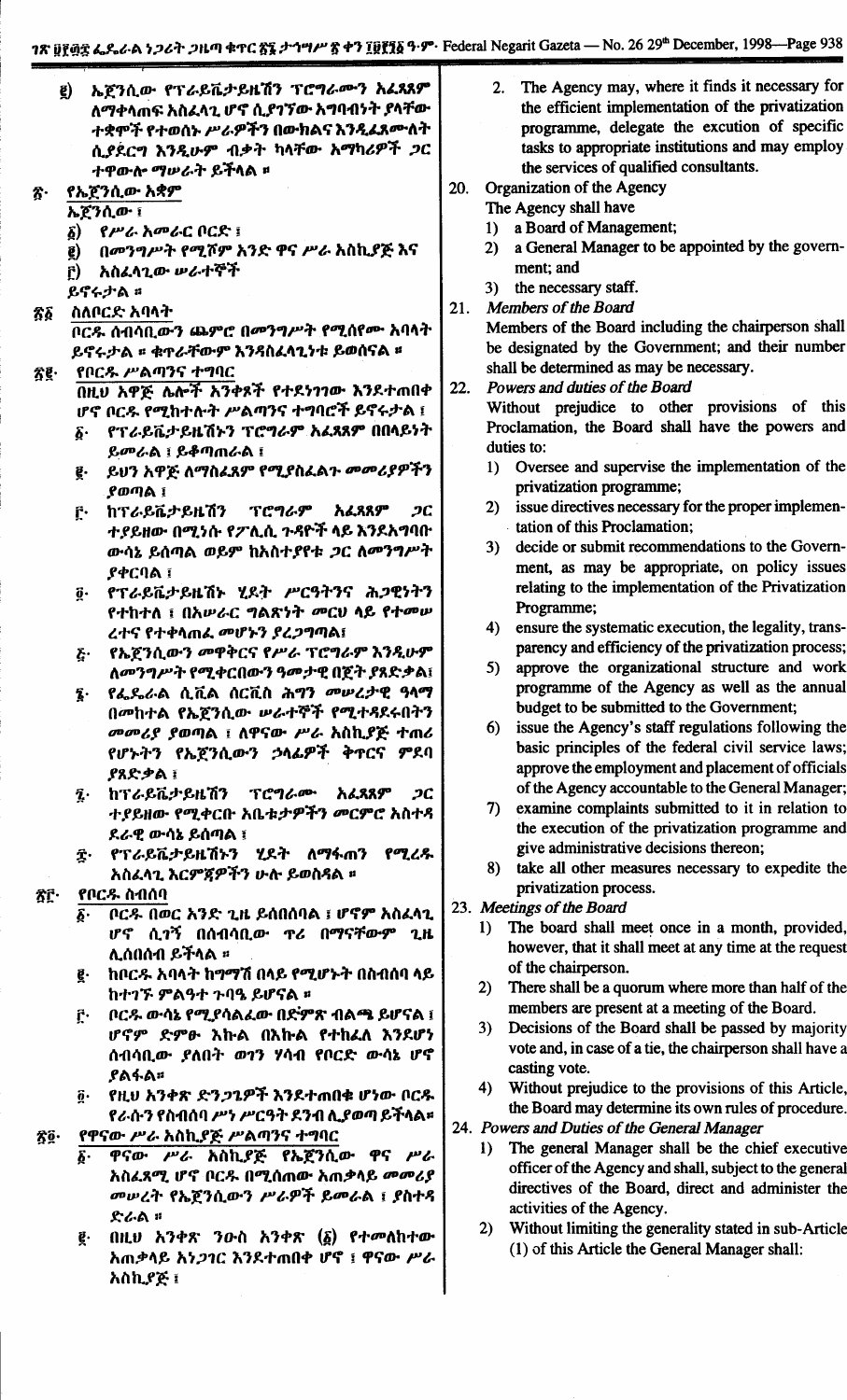፪) ኤጀንሲው የፕራይቬታይዜሽን ፕሮግራሙን አፈጻጸም ለማቀላጠፍ አስፈላጊ ሆኖ ሲያገኘው አግባብነት ያላቸው ተቋሞች የተወሰኑ ሥራዎችን በውክልና እንዲፈጸሙለት ሲያደርግ እንዲሁም ብቃት ካላቸው አማካሪዎች ጋር ተዋውሎ ማሠራት ይችላል ።

፳. የኤጀንሲው አቋም

ኤጀንሲው ፤

፩) የሥራ አመራር ቦርድ ፤

፪) በመንግሥት የሚሾም አንድ ዋና ሥራ አስኪያጅ እና

፫) አስፈላጊው ሠራተኞች

ይኖሩታል ።

፳፩. ስለቦርድ አባላት

ቦርዱ ሰብሳቢውን ጨምሮ በመንግሥት የሚሰየሙ አባላት ይኖሩታል ። ቁጥራቸውም እንዳስፈላጊነቱ ይወሰናል ።

፳፪. የቦርዱ ሥልጣንና ተግባር

በዚህ አዋጅ ሌሎች አንቀጾች የተደነገገው እንደተጠበቀ ሆኖ ቦርዱ የሚከተሉት ሥልጣንና ተግባሮች ይኖሩታል ፤

፩. የፕራይቬታይዜሽን ፕሮግራም አፈጻጸም በበላይነት ይመራል ፤ ይቆጣጠራል ፤

፪. ይህን አዋጅ ለማስፈጸም የሚያስፈልጉ መመሪያዎችን ያወጣል ፤

፫. ከፕራይቬታይዜሽን ፕሮግራም አፈጻጸም ጋር ተያይዘው በሚነሱ የፖሊሲ ጉዳዮች ላይ እንደአግባቡ ውሳኔ ይሰጣል ወይም ከአስተያየቱ ጋር ለመንግሥት ያቀርባል ፤

፬. የፕራይቬታይዜሽኑ ሂደት ሥርዓትንና ሕጋዊነትን የተከተለ ፤ በአሠራር ግልጽነት መርህ ላይ የተመሠረተና የተቀላጠፈ መሆኑን ያረጋግጣል፤

፭. የኤጀንሲውን መዋቅርና የሥራ ፕሮግራም እንዲሁም ለመንግሥት የሚቀርበውን ዓመታዊ በጀት ያጸድቃል፤

፮. የፌዴራል ሲቪል ሰርቪስ ሕግን መሠረታዊ ዓላማ በመከተል የኤጀንሲው ሠራተኞች የሚተዳደሩበትን መመሪያ ያወጣል ፤ ለዋናው ሥራ አስኪያጅ ተጠሪ የሆኑትን የኤጀንሲውን ኃላፊዎች ቅጥርና ምደባ ያጸድቃል ፤

፯. ከፕራይቬታይዜሽን ፕሮግራሙ አፈጻጸም ጋር ተያይዘው የሚቀርቡ አቤቱታዎችን መርምሮ አስተዳደራዊ ውሳኔ ይሰጣል ፤

፰. የፕራይቬታይዜሽኑን ሂደት ለማፋጠን የሚረዱ አስፈላጊ እርምጃዎችን ሁሉ ይወስዳል ።

፳፫. የቦርዱ ስብሰባ

፩. ቦርዱ በወር አንድ ጊዜ ይሰበሰባል ፤ ሆኖም አስፈላጊ ሆኖ ሲገኝ በሰብሳቢው ጥሪ በማናቸውም ጊዜ ሊሰበሰብ ይችላል ።

፪. ከቦርዱ አባላት ከግማሽ በላይ የሚሆኑት በስብሰባ ላይ ከተገኙ ምልዓተ ጉባዔ ይሆናል ።

፫. ቦርዱ ውሳኔ የሚያሳልፈው በድምጽ ብልጫ ይሆናል ፤ ሆኖም ድምፁ እኩል በእኩል የተከፈለ እንደሆነ ሰብሳቢው ያለበት ወገን ሃሳብ የቦርድ ውሳኔ ሆኖ ያልፋል።

፬. የዚህ አንቀጽ ድንጋጌዎች እንደተጠበቁ ሆነው ቦርዱ የራሱን የስብሰባ ሥነ ሥርዓት ደንብ ሊያወጣ ይችላል።

፳፬. የዋናው ሥራ አስኪያጅ ሥልጣንና ተግባር

፩. ዋናው ሥራ አስኪያጅ የኤጀንሲው ዋና ሥራ አስፈጻሚ ሆኖ ቦርዱ በሚሰጠው አጠቃላይ መመሪያ መሠረት የኤጀንሲውን ሥራዎች ይመራል ፤ ያስተዳድራል ።

፪. በዚህ አንቀጽ ንዑስ አንቀጽ (፩) የተመለከተው አጠቃላይ አነጋገር እንደተጠበቀ ሆኖ ፤ ዋናው ሥራ አስኪያጅ ፤

2. The Agency may, where it finds it necessary for the efficient implementation of the privatization programme, delegate the excution of specific tasks to appropriate institutions and may employ the services of qualified consultants.

20. Organization of the Agency

The Agency shall have

1) a Board of Management;
2) a General Manager to be appointed by the government; and
3) the necessary staff.

21. *Members of the Board*

Members of the Board including the chairperson shall be designated by the Government; and their number shall be determined as may be necessary.

22. *Powers and duties of the Board*

Without prejudice to other provisions of this Proclamation, the Board shall have the powers and duties to:

1) Oversee and supervise the implementation of the privatization programme;
2) issue directives necessary for the proper implementation of this Proclamation;
3) decide or submit recommendations to the Government, as may be appropriate, on policy issues relating to the implementation of the Privatization Programme;
4) ensure the systematic execution, the legality, transparency and efficiency of the privatization process;
5) approve the organizational structure and work programme of the Agency as well as the annual budget to be submitted to the Government;
6) issue the Agency's staff regulations following the basic principles of the federal civil service laws; approve the employment and placement of officials of the Agency accountable to the General Manager;
7) examine complaints submitted to it in relation to the execution of the privatization programme and give administrative decisions thereon;
8) take all other measures necessary to expedite the privatization process.

23. *Meetings of the Board*

1) The board shall meet once in a month, provided, however, that it shall meet at any time at the request of the chairperson.
2) There shall be a quorum where more than half of the members are present at a meeting of the Board.
3) Decisions of the Board shall be passed by majority vote and, in case of a tie, the chairperson shall have a casting vote.
4) Without prejudice to the provisions of this Article, the Board may determine its own rules of procedure.

24. *Powers and Duties of the General Manager*

1) The general Manager shall be the chief executive officer of the Agency and shall, subject to the general directives of the Board, direct and administer the activities of the Agency.
2) Without limiting the generality stated in sub-Article (1) of this Article the General Manager shall: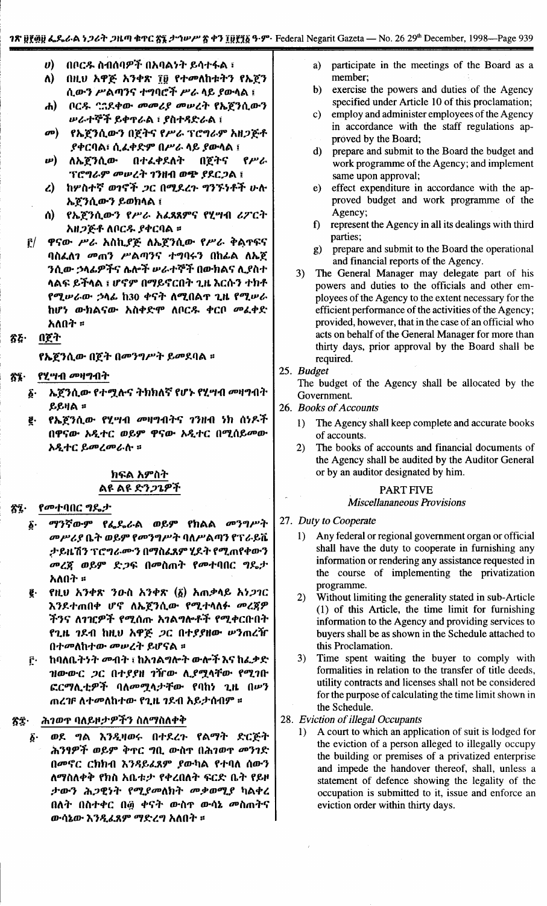ሀ) በቦርዱ ስብሰባዎች በአባልነት ይሳተፋል ፤

ለ) በዚህ አዋጅ አንቀጽ ፲፱ የተመለከቱትን የኤጀንሲውን ሥልጣንና ተግባሮች ሥራ ላይ ያውላል ፤

ሐ) ቦርዱ ባጸደቀው መመሪያ መሠረት የኤጀንሲውን ሠራተኞች ይቀጥራል ፤ ያስተዳድራል ፤

መ) የኤጀንሲውን በጀትና የሥራ ፕሮግራም አዘጋጅቶ ያቀርባል፤ ሲፈቀድም በሥራ ላይ ያውላል ፤

ሠ) ለኤጀንሲው በተፈቀደለት በጀትና የሥራ ፕሮግራም መሠረት ገንዘብ ወጭ ያደርጋል ፤

ረ) ከሦስተኛ ወገኖች ጋር በሚደረጉ ግንኙነቶች ሁሉ ኤጀንሲውን ይወክላል ፤

ሰ) የኤጀንሲውን የሥራ አፈጻጸምና የሂሣብ ሪፖርት አዘጋጅቶ ለቦርዱ ያቀርባል ።

፫/ ዋናው ሥራ አስኪያጅ ለኤጀንሲው የሥራ ቅልጥፍና ባስፈለገ መጠን ሥልጣንና ተግባሩን በከፊል ለኤጀንሲው ኃላፊዎችና ሌሎች ሠራተኞች በውክልና ሊያስተላልፍ ይችላል ፤ ሆኖም በማይኖርበት ጊዜ እርሱን ተክቶ የሚሠራው ኃላፊ ከ30 ቀናት ለሚበልጥ ጊዜ የሚሠራ ከሆነ ውክልናው አስቀድሞ ለቦርዱ ቀርቦ መፈቀድ አለበት ።

፳፭· በጀት

የኤጀንሲው በጀት በመንግሥት ይመደባል ።

፳፮· የሂሣብ መዛግብት

፩· ኤጀንሲው የተሟሉና ትክክለኛ የሆኑ የሂሣብ መዛግብት ይይዛል ።

፪· የኤጀንሲው የሂሣብ መዛግብትና ገንዘብ ነክ ሰነዶች በዋናው ኦዲተር ወይም ዋናው ኦዲተር በሚሰይመው ኦዲተር ይመረመራሉ ።

## ክፍል አምስት
### ልዩ ልዩ ድንጋጌዎች

፳፯· የመተባበር ግዴታ

፩· ማንኛውም የፌዴራል ወይም የክልል መንግሥት መሥሪያ ቤት ወይም የመንግሥት ባለሥልጣን የፕራይቬታይዜሽን ፕሮግራሙን በማስፈጸም ሂደት የሚጠየቀውን መረጃ ወይም ድጋፍ በመስጠት የመተባበር ግዴታ አለበት ።

፪· የዚህ አንቀጽ ንዑስ አንቀጽ (፩) አጠቃላይ አነጋገር እንደተጠበቀ ሆኖ ለኤጀንሲው የሚተላለፉ መረጃዎችንና ለገዢዎች የሚሰጡ አገልግሎቶች የሚቀርቡበት የጊዜ ገደብ ከዚህ አዋጅ ጋር በተያያዘው ሠንጠረዥ በተመለከተው መሠረት ይሆናል ።

፫· ከባለቤትነት መብት ፤ ከአገልግሎት ውሎች እና ከፈቃድ ዝውውር ጋር በተያያዘ ገዥው ሊያሟላቸው የሚገቡ ፎርማሊቲዎች ባለመሟላታቸው የባከነ ጊዜ በሠንጠረዥ ለተመለከተው የጊዜ ገደብ አይታሰብም ።

፳፰· ሕገወጥ ባለይዞታዎችን ስለማስለቀቅ

፩· ወደ ግል እንዲዛወሩ በተደረጉ የልማት ድርጅት ሕንፃዎች ወይም ቅጥር ግቢ ውስጥ በሕገወጥ መንገድ በመኖር ርክክብ እንዳይፈጸም ያውካል የተባለ ሰውን ለማስለቀቅ የክስ አቤቱታ የቀረበለት ፍርድ ቤት የይዞታውን ሕጋዊነት የሚያመለክት መቃወሚያ ካልቀረበለት በስተቀር በ፴ ቀናት ውስጥ ውሳኔ መስጠትና ውሳኔው እንዲፈጸም ማድረግ አለበት ።

a) participate in the meetings of the Board as a member;

b) exercise the powers and duties of the Agency specified under Article 10 of this proclamation;

c) employ and administer employees of the Agency in accordance with the staff regulations approved by the Board;

d) prepare and submit to the Board the budget and work programme of the Agency; and implement same upon approval;

e) effect expenditure in accordance with the approved budget and work programme of the Agency;

f) represent the Agency in all its dealings with third parties;

g) prepare and submit to the Board the operational and financial reports of the Agency.

3) The General Manager may delegate part of his powers and duties to the officials and other employees of the Agency to the extent necessary for the efficient performance of the activities of the Agency; provided, however, that in the case of an official who acts on behalf of the General Manager for more than thirty days, prior approval by the Board shall be required.

25. *Budget*

The budget of the Agency shall be allocated by the Government.

26. *Books of Accounts*

1) The Agency shall keep complete and accurate books of accounts.

2) The books of accounts and financial documents of the Agency shall be audited by the Auditor General or by an auditor designated by him.

## PART FIVE
### *Miscellaneous Provisions*

27. *Duty to Cooperate*

1) Any federal or regional government organ or official shall have the duty to cooperate in furnishing any information or rendering any assistance requested in the course of implementing the privatization programme.

2) Without limiting the generality stated in sub-Article (1) of this Article, the time limit for furnishing information to the Agency and providing services to buyers shall be as shown in the Schedule attached to this Proclamation.

3) Time spent waiting the buyer to comply with formalities in relation to the transfer of title deeds, utility contracts and licenses shall not be considered for the purpose of calculating the time limit shown in the Schedule.

28. *Eviction of illegal Occupants*

1) A court to which an application of suit is lodged for the eviction of a person alleged to illegally occupy the building or premises of a privatized enterprise and impede the handover thereof, shall, unless a statement of defence showing the legality of the occupation is submitted to it, issue and enforce an eviction order within thirty days.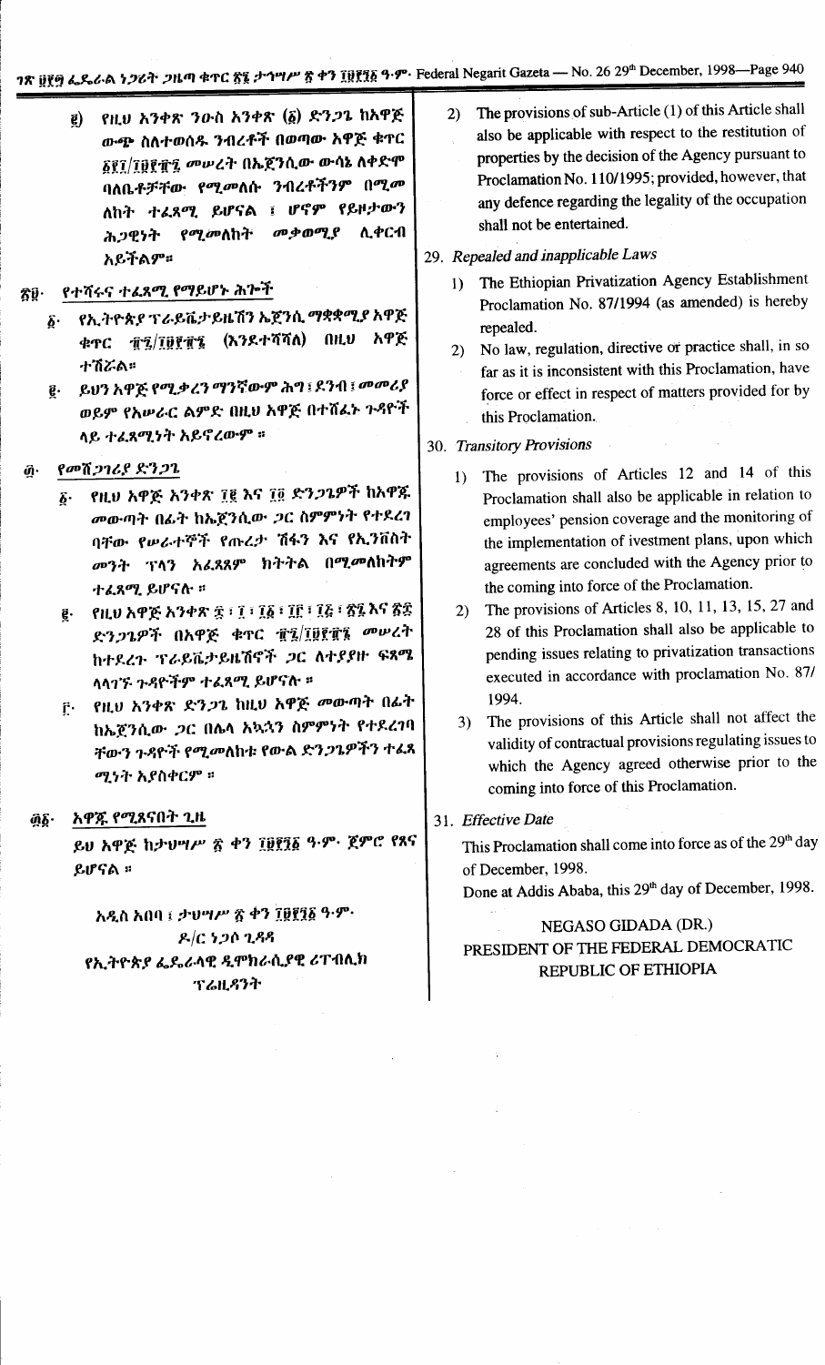፪) የዚህ አንቀጽ ንዑስ አንቀጽ (፩) ድንጋጌ ከአዋጅ ውጭ ስለተወሰዱ ንብረቶች በወጣው አዋጅ ቁጥር ፩፻፲/፲፱፻፹፯ መሠረት በኤጀንሲው ውሳኔ ለቀድሞ ባለቤቶቻቸው የሚመለሱ ንብረቶችንም በሚመለከት ተፈጻሚ ይሆናል ፣ ሆኖም የይዞታውን ሕጋዊነት የሚመለከት መቃወሚያ ሊቀርብ አይችልም።

## ፳፱· የተሻሩና ተፈጻሚ የማይሆኑ ሕጎች

፩· የኢትዮጵያ ፕራይቬታይዜሽን ኤጀንሲ ማቋቋሚያ አዋጅ ቁጥር ፹፯/፲፱፻፹፮ (እንደተሻሻለ) በዚህ አዋጅ ተሽሯል።

፪· ይህን አዋጅ የሚቃረን ማንኛውም ሕግ ፣ ደንብ ፣ መመሪያ ወይም የአሠራር ልምድ በዚህ አዋጅ በተሸፈኑ ጉዳዮች ላይ ተፈጻሚነት አይኖረውም ።

## ፴· የመሸጋገሪያ ድንጋጌ

፩· የዚህ አዋጅ አንቀጽ ፲፪ እና ፲፬ ድንጋጌዎች ከአዋጁ መውጣት በፊት ከኤጀንሲው ጋር ስምምነት የተደረገ ባቸው የሠራተኞች የጡረታ ሽፋን እና የኢንቨስት መንት ፕላን አፈጻጸም ክትትል በሚመለከትም ተፈጻሚ ይሆናሉ ።

፪· የዚህ አዋጅ አንቀጽ ፰ ፣ ፲ ፣ ፲፩ ፣ ፲፫ ፣ ፲፭ ፣ ፳፯ እና ፳፰ ድንጋጌዎች በአዋጅ ቁጥር ፹፯/፲፱፻፹፮ መሠረት ከተደረጉ ፕራይቬታይዜሽኖች ጋር ለተያያዙ ፍጻሜ ላላገኙ ጉዳዮችም ተፈጻሚ ይሆናሉ ።

፫· የዚህ አንቀጽ ድንጋጌ ከዚህ አዋጅ መውጣት በፊት ከኤጀንሲው ጋር በሌላ አኳኋን ስምምነት የተደረገባ ቸውን ጉዳዮች የሚመለከቱ የውል ድንጋጌዎችን ተፈጻ ሚነት አያስቀርም ።

## ፴፩· አዋጁ የሚጸናበት ጊዜ

ይህ አዋጅ ከታህሣሥ ፳ ቀን ፲፱፻፺፩ ዓ·ም· ጀምሮ የጸና ይሆናል ።

አዲስ አበባ ፣ ታህሣሥ ፳ ቀን ፲፱፻፺፩ ዓ·ም·

ዶ/ር ነጋሶ ጊዳዳ

የኢትዮጵያ ፌዴራላዊ ዲሞክራሲያዊ ሪፐብሊክ ፕሬዚዳንት

2) The provisions of sub-Article (1) of this Article shall also be applicable with respect to the restitution of properties by the decision of the Agency pursuant to Proclamation No. 110/1995; provided, however, that any defence regarding the legality of the occupation shall not be entertained.

## 29. *Repealed and inapplicable Laws*

1) The Ethiopian Privatization Agency Establishment Proclamation No. 87/1994 (as amended) is hereby repealed.

2) No law, regulation, directive or practice shall, in so far as it is inconsistent with this Proclamation, have force or effect in respect of matters provided for by this Proclamation.

## 30. *Transitory Provisions*

1) The provisions of Articles 12 and 14 of this Proclamation shall also be applicable in relation to employees' pension coverage and the monitoring of the implementation of investment plans, upon which agreements are concluded with the Agency prior to the coming into force of the Proclamation.

2) The provisions of Articles 8, 10, 11, 13, 15, 27 and 28 of this Proclamation shall also be applicable to pending issues relating to privatization transactions executed in accordance with proclamation No. 87/1994.

3) The provisions of this Article shall not affect the validity of contractual provisions regulating issues to which the Agency agreed otherwise prior to the coming into force of this Proclamation.

## 31. *Effective Date*

This Proclamation shall come into force as of the 29th day of December, 1998.

Done at Addis Ababa, this 29th day of December, 1998.

NEGASO GIDADA (DR.)

PRESIDENT OF THE FEDERAL DEMOCRATIC REPUBLIC OF ETHIOPIA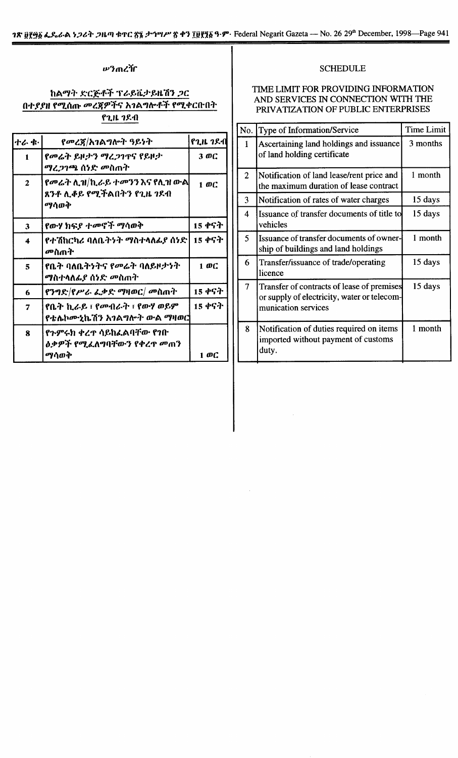ሠንጠረዥ

## ከልማት ድርጅቶች ፕራይቬታይዜሽን ጋር በተያያዘ የሚሰጡ መረጃዎችና አገልግሎቶች የሚቀርቡበት የጊዜ ገደብ

| ተራ ቁ· | የመረጃ/አገልግሎት ዓይነት | የጊዜ ገደብ |
|---|---|---|
| 1 | የመሬት ይዞታን ማረጋገጥና የይዞታ ማረጋገጫ ሰነድ መስጠት | 3 ወር |
| 2 | የመሬት ሊዝ/ኪራይ ተመንን እና የሊዝ ውል ጸንቶ ሊቆይ የሚችልበትን የጊዜ ገደብ ማሳወቅ | 1 ወር |
| 3 | የውሃ ክፍያ ተመኖች ማሳወቅ | 15 ቀናት |
| 4 | የተሽከርካሪ ባለቤትነት ማስተላለፊያ ሰነድ መስጠት | 15 ቀናት |
| 5 | የቤት ባለቤትነትና የመሬት ባለይዞታነት ማስተላለፊያ ሰነድ መስጠት | 1 ወር |
| 6 | የንግድ/የሥራ ፈቃድ ማዛወር/ መስጠት | 15 ቀናት |
| 7 | የቤት ኪራይ ፣ የመብራት ፣ የውሃ ወይም የቴሌኮሙኒኬሽን አገልግሎት ውል ማዛወር | 15 ቀናት |
| 8 | የጉምሩክ ቀረጥ ሳይከፈልባቸው የገቡ ዕቃዎች የሚፈለግባቸውን የቀረጥ መጠን ማሳወቅ | 1 ወር |

SCHEDULE

## TIME LIMIT FOR PROVIDING INFORMATION AND SERVICES IN CONNECTION WITH THE PRIVATIZATION OF PUBLIC ENTERPRISES

| No. | Type of Information/Service | Time Limit |
|---|---|---|
| 1 | Ascertaining land holdings and issuance of land holding certificate | 3 months |
| 2 | Notification of land lease/rent price and the maximum duration of lease contract | 1 month |
| 3 | Notification of rates of water charges | 15 days |
| 4 | Issuance of transfer documents of title to vehicles | 15 days |
| 5 | Issuance of transfer documents of ownership of buildings and land holdings | 1 month |
| 6 | Transfer/issuance of trade/operating licence | 15 days |
| 7 | Transfer of contracts of lease of premises or supply of electricity, water or telecommunication services | 15 days |
| 8 | Notification of duties required on items imported without payment of customs duty. | 1 month |